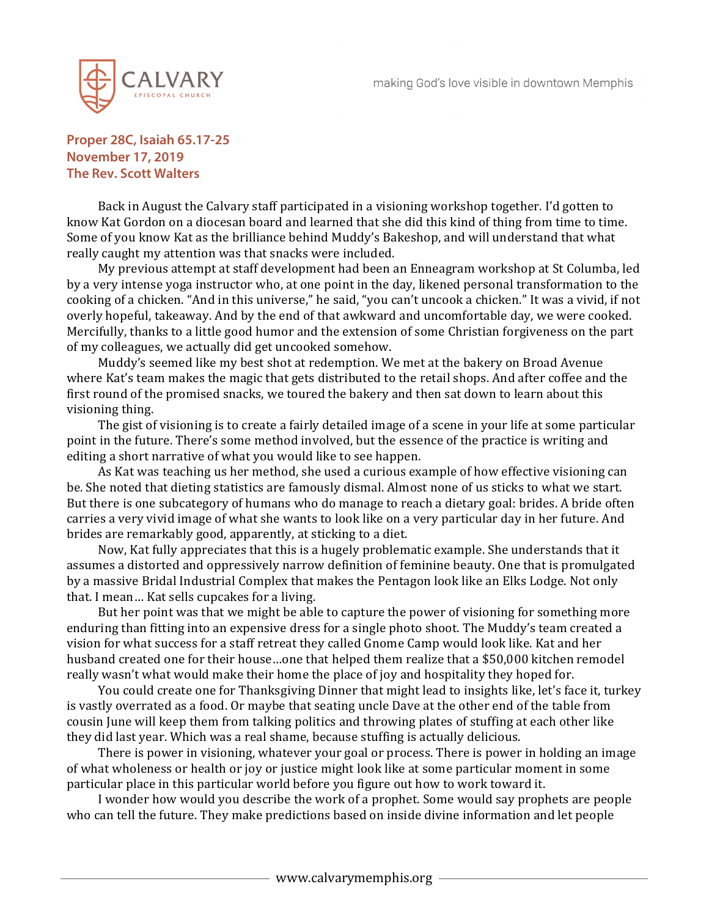**Proper 28C, Isaiah 65.17-25**
**November 17, 2019**
**The Rev. Scott Walters**

Back in August the Calvary staff participated in a visioning workshop together. I'd gotten to know Kat Gordon on a diocesan board and learned that she did this kind of thing from time to time. Some of you know Kat as the brilliance behind Muddy's Bakeshop, and will understand that what really caught my attention was that snacks were included.

My previous attempt at staff development had been an Enneagram workshop at St Columba, led by a very intense yoga instructor who, at one point in the day, likened personal transformation to the cooking of a chicken. "And in this universe," he said, "you can't uncook a chicken." It was a vivid, if not overly hopeful, takeaway. And by the end of that awkward and uncomfortable day, we were cooked. Mercifully, thanks to a little good humor and the extension of some Christian forgiveness on the part of my colleagues, we actually did get uncooked somehow.

Muddy's seemed like my best shot at redemption. We met at the bakery on Broad Avenue where Kat's team makes the magic that gets distributed to the retail shops. And after coffee and the first round of the promised snacks, we toured the bakery and then sat down to learn about this visioning thing.

The gist of visioning is to create a fairly detailed image of a scene in your life at some particular point in the future. There's some method involved, but the essence of the practice is writing and editing a short narrative of what you would like to see happen.

As Kat was teaching us her method, she used a curious example of how effective visioning can be. She noted that dieting statistics are famously dismal. Almost none of us sticks to what we start. But there is one subcategory of humans who do manage to reach a dietary goal: brides. A bride often carries a very vivid image of what she wants to look like on a very particular day in her future. And brides are remarkably good, apparently, at sticking to a diet.

Now, Kat fully appreciates that this is a hugely problematic example. She understands that it assumes a distorted and oppressively narrow definition of feminine beauty. One that is promulgated by a massive Bridal Industrial Complex that makes the Pentagon look like an Elks Lodge. Not only that. I mean… Kat sells cupcakes for a living.

But her point was that we might be able to capture the power of visioning for something more enduring than fitting into an expensive dress for a single photo shoot. The Muddy's team created a vision for what success for a staff retreat they called Gnome Camp would look like. Kat and her husband created one for their house…one that helped them realize that a $50,000 kitchen remodel really wasn't what would make their home the place of joy and hospitality they hoped for.

You could create one for Thanksgiving Dinner that might lead to insights like, let's face it, turkey is vastly overrated as a food. Or maybe that seating uncle Dave at the other end of the table from cousin June will keep them from talking politics and throwing plates of stuffing at each other like they did last year. Which was a real shame, because stuffing is actually delicious.

There is power in visioning, whatever your goal or process. There is power in holding an image of what wholeness or health or joy or justice might look like at some particular moment in some particular place in this particular world before you figure out how to work toward it.

I wonder how would you describe the work of a prophet. Some would say prophets are people who can tell the future. They make predictions based on inside divine information and let people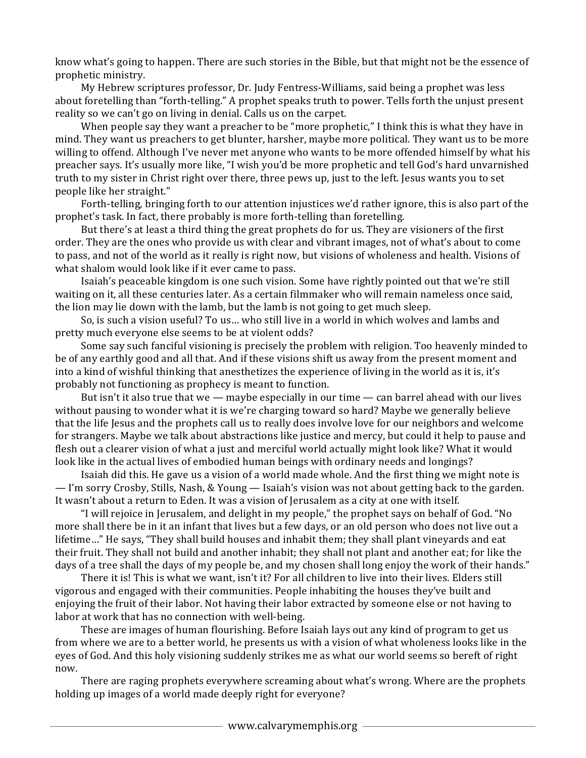know what's going to happen. There are such stories in the Bible, but that might not be the essence of prophetic ministry.

My Hebrew scriptures professor, Dr. Judy Fentress-Williams, said being a prophet was less about foretelling than "forth-telling." A prophet speaks truth to power. Tells forth the unjust present reality so we can't go on living in denial. Calls us on the carpet.

When people say they want a preacher to be "more prophetic," I think this is what they have in mind. They want us preachers to get blunter, harsher, maybe more political. They want us to be more willing to offend. Although I've never met anyone who wants to be more offended himself by what his preacher says. It's usually more like, "I wish you'd be more prophetic and tell God's hard unvarnished truth to my sister in Christ right over there, three pews up, just to the left. Jesus wants you to set people like her straight."

Forth-telling, bringing forth to our attention injustices we'd rather ignore, this is also part of the prophet's task. In fact, there probably is more forth-telling than foretelling.

But there's at least a third thing the great prophets do for us. They are visioners of the first order. They are the ones who provide us with clear and vibrant images, not of what's about to come to pass, and not of the world as it really is right now, but visions of wholeness and health. Visions of what shalom would look like if it ever came to pass.

Isaiah's peaceable kingdom is one such vision. Some have rightly pointed out that we're still waiting on it, all these centuries later. As a certain filmmaker who will remain nameless once said, the lion may lie down with the lamb, but the lamb is not going to get much sleep.

So, is such a vision useful? To us… who still live in a world in which wolves and lambs and pretty much everyone else seems to be at violent odds?

Some say such fanciful visioning is precisely the problem with religion. Too heavenly minded to be of any earthly good and all that. And if these visions shift us away from the present moment and into a kind of wishful thinking that anesthetizes the experience of living in the world as it is, it's probably not functioning as prophecy is meant to function.

But isn't it also true that we — maybe especially in our time — can barrel ahead with our lives without pausing to wonder what it is we're charging toward so hard? Maybe we generally believe that the life Jesus and the prophets call us to really does involve love for our neighbors and welcome for strangers. Maybe we talk about abstractions like justice and mercy, but could it help to pause and flesh out a clearer vision of what a just and merciful world actually might look like? What it would look like in the actual lives of embodied human beings with ordinary needs and longings?

Isaiah did this. He gave us a vision of a world made whole. And the first thing we might note is — I'm sorry Crosby, Stills, Nash, & Young — Isaiah's vision was not about getting back to the garden. It wasn't about a return to Eden. It was a vision of Jerusalem as a city at one with itself.

"I will rejoice in Jerusalem, and delight in my people," the prophet says on behalf of God. "No more shall there be in it an infant that lives but a few days, or an old person who does not live out a lifetime…" He says, "They shall build houses and inhabit them; they shall plant vineyards and eat their fruit. They shall not build and another inhabit; they shall not plant and another eat; for like the days of a tree shall the days of my people be, and my chosen shall long enjoy the work of their hands."

There it is! This is what we want, isn't it? For all children to live into their lives. Elders still vigorous and engaged with their communities. People inhabiting the houses they've built and enjoying the fruit of their labor. Not having their labor extracted by someone else or not having to labor at work that has no connection with well-being.

These are images of human flourishing. Before Isaiah lays out any kind of program to get us from where we are to a better world, he presents us with a vision of what wholeness looks like in the eyes of God. And this holy visioning suddenly strikes me as what our world seems so bereft of right now.

There are raging prophets everywhere screaming about what's wrong. Where are the prophets holding up images of a world made deeply right for everyone?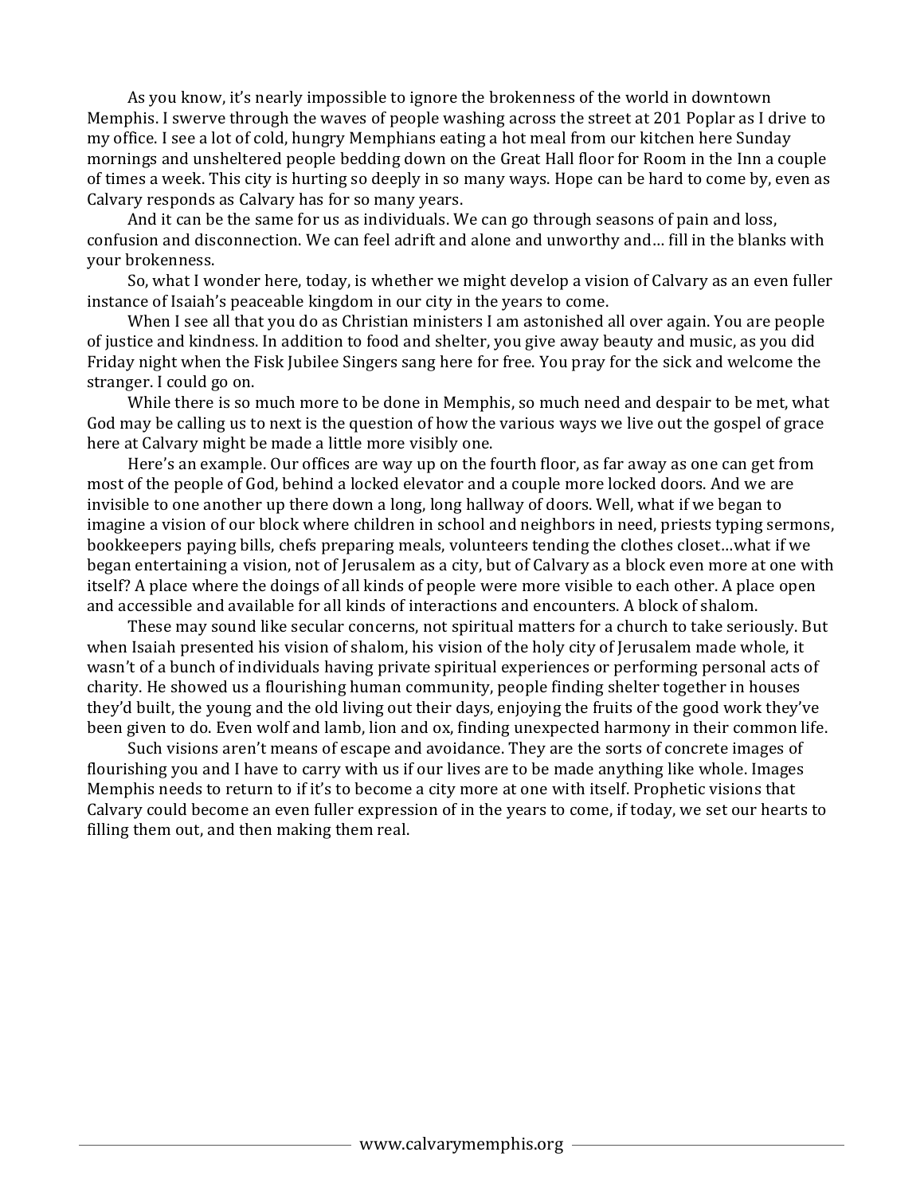As you know, it's nearly impossible to ignore the brokenness of the world in downtown Memphis. I swerve through the waves of people washing across the street at 201 Poplar as I drive to my office. I see a lot of cold, hungry Memphians eating a hot meal from our kitchen here Sunday mornings and unsheltered people bedding down on the Great Hall floor for Room in the Inn a couple of times a week. This city is hurting so deeply in so many ways. Hope can be hard to come by, even as Calvary responds as Calvary has for so many years.

And it can be the same for us as individuals. We can go through seasons of pain and loss, confusion and disconnection. We can feel adrift and alone and unworthy and… fill in the blanks with your brokenness.

So, what I wonder here, today, is whether we might develop a vision of Calvary as an even fuller instance of Isaiah's peaceable kingdom in our city in the years to come.

When I see all that you do as Christian ministers I am astonished all over again. You are people of justice and kindness. In addition to food and shelter, you give away beauty and music, as you did Friday night when the Fisk Jubilee Singers sang here for free. You pray for the sick and welcome the stranger. I could go on.

While there is so much more to be done in Memphis, so much need and despair to be met, what God may be calling us to next is the question of how the various ways we live out the gospel of grace here at Calvary might be made a little more visibly one.

Here's an example. Our offices are way up on the fourth floor, as far away as one can get from most of the people of God, behind a locked elevator and a couple more locked doors. And we are invisible to one another up there down a long, long hallway of doors. Well, what if we began to imagine a vision of our block where children in school and neighbors in need, priests typing sermons, bookkeepers paying bills, chefs preparing meals, volunteers tending the clothes closet…what if we began entertaining a vision, not of Jerusalem as a city, but of Calvary as a block even more at one with itself? A place where the doings of all kinds of people were more visible to each other. A place open and accessible and available for all kinds of interactions and encounters. A block of shalom.

These may sound like secular concerns, not spiritual matters for a church to take seriously. But when Isaiah presented his vision of shalom, his vision of the holy city of Jerusalem made whole, it wasn't of a bunch of individuals having private spiritual experiences or performing personal acts of charity. He showed us a flourishing human community, people finding shelter together in houses they'd built, the young and the old living out their days, enjoying the fruits of the good work they've been given to do. Even wolf and lamb, lion and ox, finding unexpected harmony in their common life.

Such visions aren't means of escape and avoidance. They are the sorts of concrete images of flourishing you and I have to carry with us if our lives are to be made anything like whole. Images Memphis needs to return to if it's to become a city more at one with itself. Prophetic visions that Calvary could become an even fuller expression of in the years to come, if today, we set our hearts to filling them out, and then making them real.